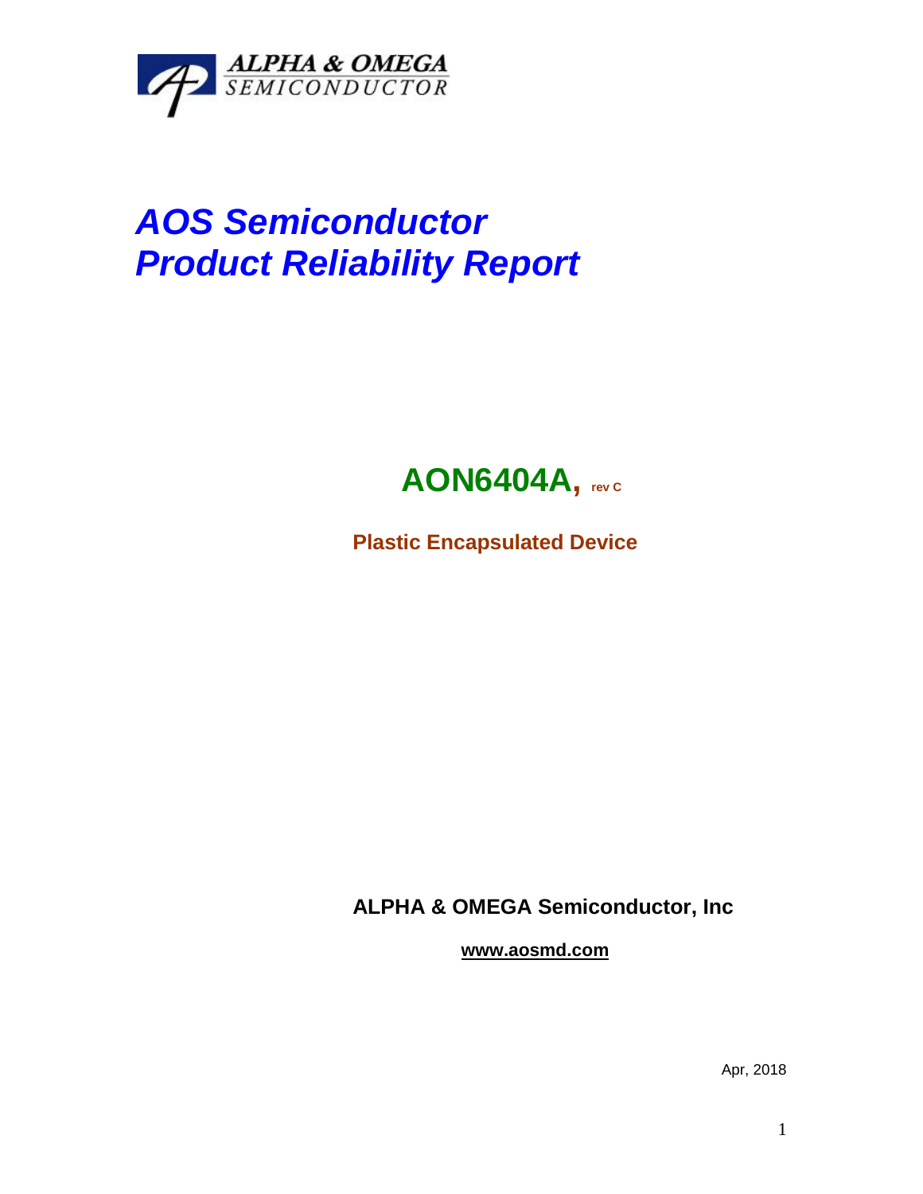ALPHA & OMEGA SEMICONDUCTOR

# *AOS Semiconductor Product Reliability Report*

## AON6404A, rev C

**Plastic Encapsulated Device**

**ALPHA & OMEGA Semiconductor, Inc**

**www.aosmd.com**

Apr, 2018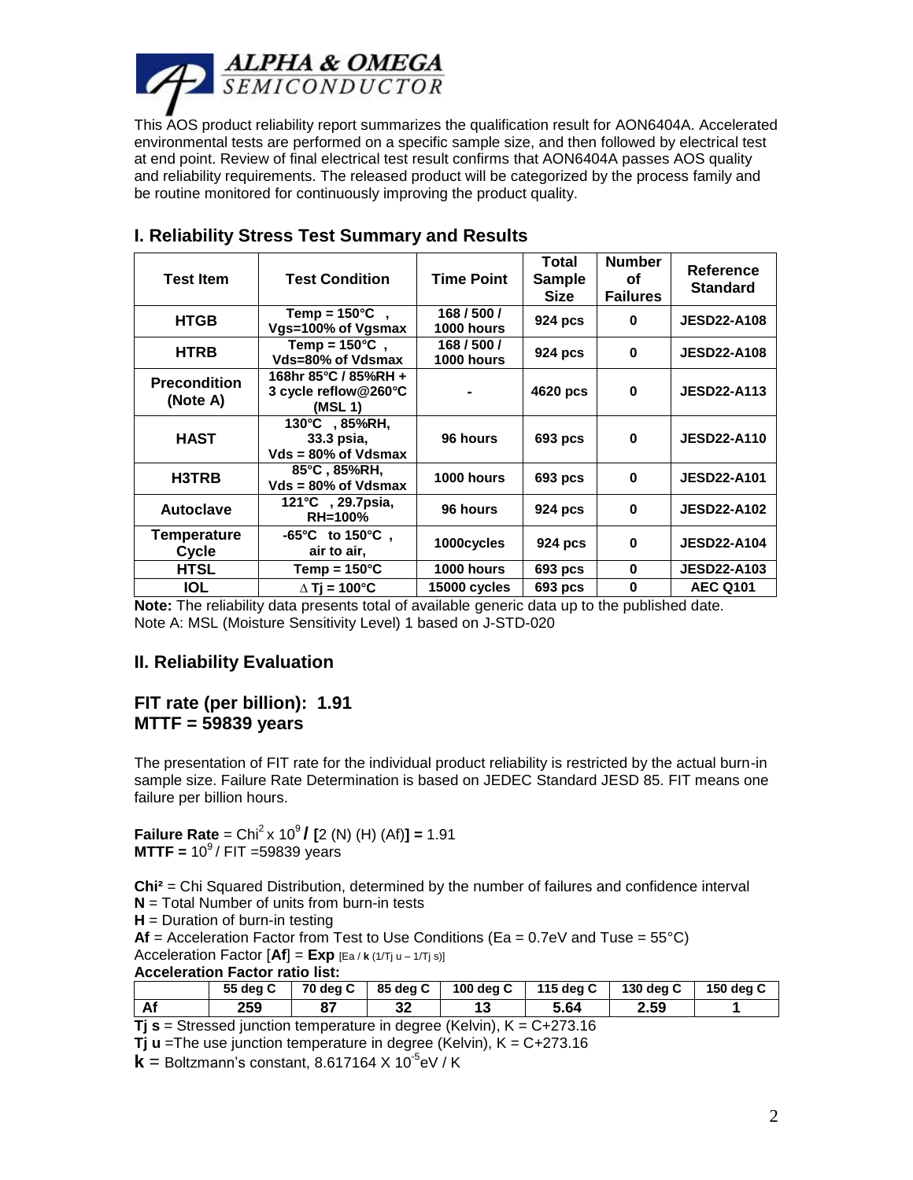This AOS product reliability report summarizes the qualification result for AON6404A. Accelerated environmental tests are performed on a specific sample size, and then followed by electrical test at end point. Review of final electrical test result confirms that AON6404A passes AOS quality and reliability requirements. The released product will be categorized by the process family and be routine monitored for continuously improving the product quality.

## I. Reliability Stress Test Summary and Results

| Test Item | Test Condition | Time Point | Total Sample Size | Number of Failures | Reference Standard |
|---|---|---|---|---|---|
| HTGB | Temp = 150°C , Vgs=100% of Vgsmax | 168 / 500 / 1000 hours | 924 pcs | 0 | JESD22-A108 |
| HTRB | Temp = 150°C , Vds=80% of Vdsmax | 168 / 500 / 1000 hours | 924 pcs | 0 | JESD22-A108 |
| Precondition (Note A) | 168hr 85°C / 85%RH + 3 cycle reflow@260°C (MSL 1) | - | 4620 pcs | 0 | JESD22-A113 |
| HAST | 130°C , 85%RH, 33.3 psia, Vds = 80% of Vdsmax | 96 hours | 693 pcs | 0 | JESD22-A110 |
| H3TRB | 85°C , 85%RH, Vds = 80% of Vdsmax | 1000 hours | 693 pcs | 0 | JESD22-A101 |
| Autoclave | 121°C , 29.7psia, RH=100% | 96 hours | 924 pcs | 0 | JESD22-A102 |
| Temperature Cycle | -65°C to 150°C , air to air, | 1000cycles | 924 pcs | 0 | JESD22-A104 |
| HTSL | Temp = 150°C | 1000 hours | 693 pcs | 0 | JESD22-A103 |
| IOL | $\Delta$ Tj = 100°C | 15000 cycles | 693 pcs | 0 | AEC Q101 |

**Note:** The reliability data presents total of available generic data up to the published date.
Note A: MSL (Moisture Sensitivity Level) 1 based on J-STD-020

## II. Reliability Evaluation

### FIT rate (per billion): 1.91
### MTTF = 59839 years

The presentation of FIT rate for the individual product reliability is restricted by the actual burn-in sample size. Failure Rate Determination is based on JEDEC Standard JESD 85. FIT means one failure per billion hours.

**Failure Rate** = $\text{Chi}^2 \times 10^9 / [2 (N) (H) (Af)] = 1.91$
**MTTF =** $10^9$ / FIT =59839 years

**Chi²** = Chi Squared Distribution, determined by the number of failures and confidence interval
**N** = Total Number of units from burn-in tests
**H** = Duration of burn-in testing
**Af** = Acceleration Factor from Test to Use Conditions (Ea = 0.7eV and Tuse = 55°C)
Acceleration Factor [**Af**] = **Exp** $[Ea / k (1/Tj_u - 1/Tj_s)]$

**Acceleration Factor ratio list:**

| | 55 deg C | 70 deg C | 85 deg C | 100 deg C | 115 deg C | 130 deg C | 150 deg C |
|---|---|---|---|---|---|---|---|
| Af | 259 | 87 | 32 | 13 | 5.64 | 2.59 | 1 |

**Tj s** = Stressed junction temperature in degree (Kelvin), K = C+273.16
**Tj u** =The use junction temperature in degree (Kelvin), K = C+273.16
**k** = Boltzmann's constant, $8.617164 \times 10^{-5}$eV / K